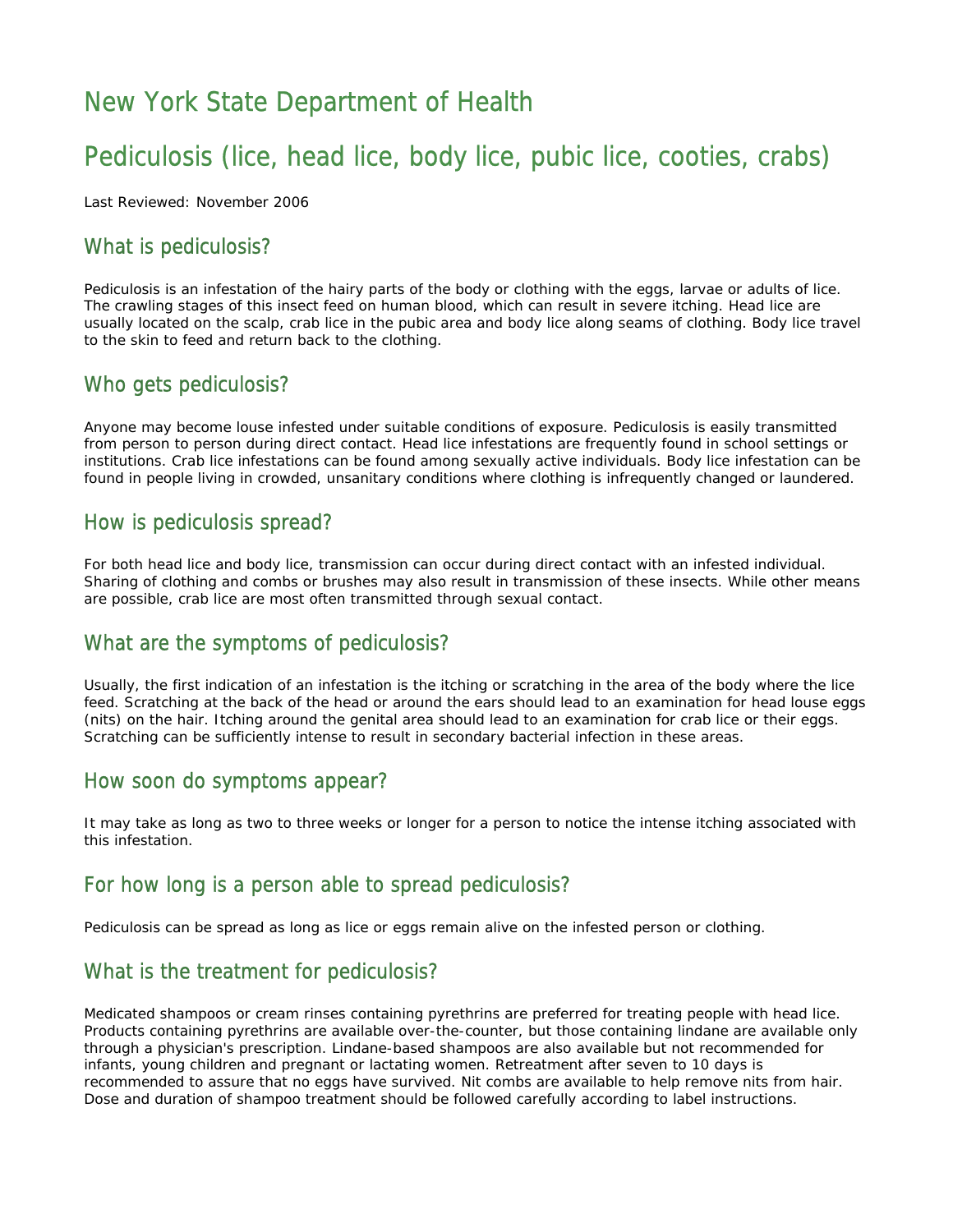# New York State Department of Health

# Pediculosis (lice, head lice, body lice, pubic lice, cooties, crabs)

Last Reviewed: November 2006

## What is pediculosis?

Pediculosis is an infestation of the hairy parts of the body or clothing with the eggs, larvae or adults of lice. The crawling stages of this insect feed on human blood, which can result in severe itching. Head lice are usually located on the scalp, crab lice in the pubic area and body lice along seams of clothing. Body lice travel to the skin to feed and return back to the clothing.

## Who gets pediculosis?

Anyone may become louse infested under suitable conditions of exposure. Pediculosis is easily transmitted from person to person during direct contact. Head lice infestations are frequently found in school settings or institutions. Crab lice infestations can be found among sexually active individuals. Body lice infestation can be found in people living in crowded, unsanitary conditions where clothing is infrequently changed or laundered.

## How is pediculosis spread?

For both head lice and body lice, transmission can occur during direct contact with an infested individual. Sharing of clothing and combs or brushes may also result in transmission of these insects. While other means are possible, crab lice are most often transmitted through sexual contact.

## What are the symptoms of pediculosis?

Usually, the first indication of an infestation is the itching or scratching in the area of the body where the lice feed. Scratching at the back of the head or around the ears should lead to an examination for head louse eggs (nits) on the hair. Itching around the genital area should lead to an examination for crab lice or their eggs. Scratching can be sufficiently intense to result in secondary bacterial infection in these areas.

## How soon do symptoms appear?

It may take as long as two to three weeks or longer for a person to notice the intense itching associated with this infestation.

## For how long is a person able to spread pediculosis?

Pediculosis can be spread as long as lice or eggs remain alive on the infested person or clothing.

## What is the treatment for pediculosis?

Medicated shampoos or cream rinses containing pyrethrins are preferred for treating people with head lice. Products containing pyrethrins are available over-the-counter, but those containing lindane are available only through a physician's prescription. Lindane-based shampoos are also available but not recommended for infants, young children and pregnant or lactating women. Retreatment after seven to 10 days is recommended to assure that no eggs have survived. Nit combs are available to help remove nits from hair. Dose and duration of shampoo treatment should be followed carefully according to label instructions.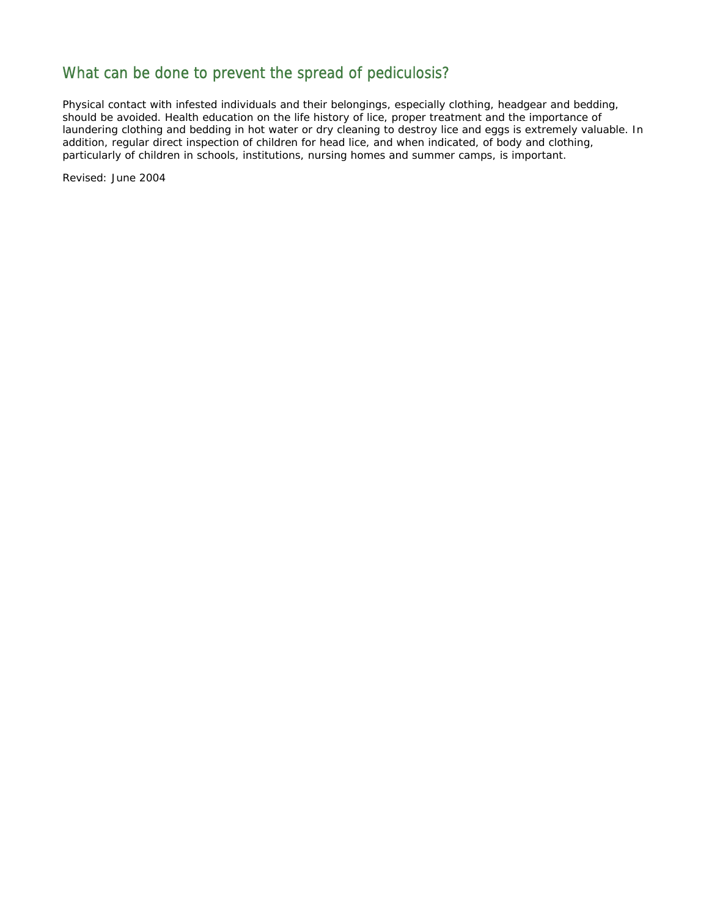## What can be done to prevent the spread of pediculosis?

Physical contact with infested individuals and their belongings, especially clothing, headgear and bedding, should be avoided. Health education on the life history of lice, proper treatment and the importance of laundering clothing and bedding in hot water or dry cleaning to destroy lice and eggs is extremely valuable. In addition, regular direct inspection of children for head lice, and when indicated, of body and clothing, particularly of children in schools, institutions, nursing homes and summer camps, is important.

Revised: June 2004